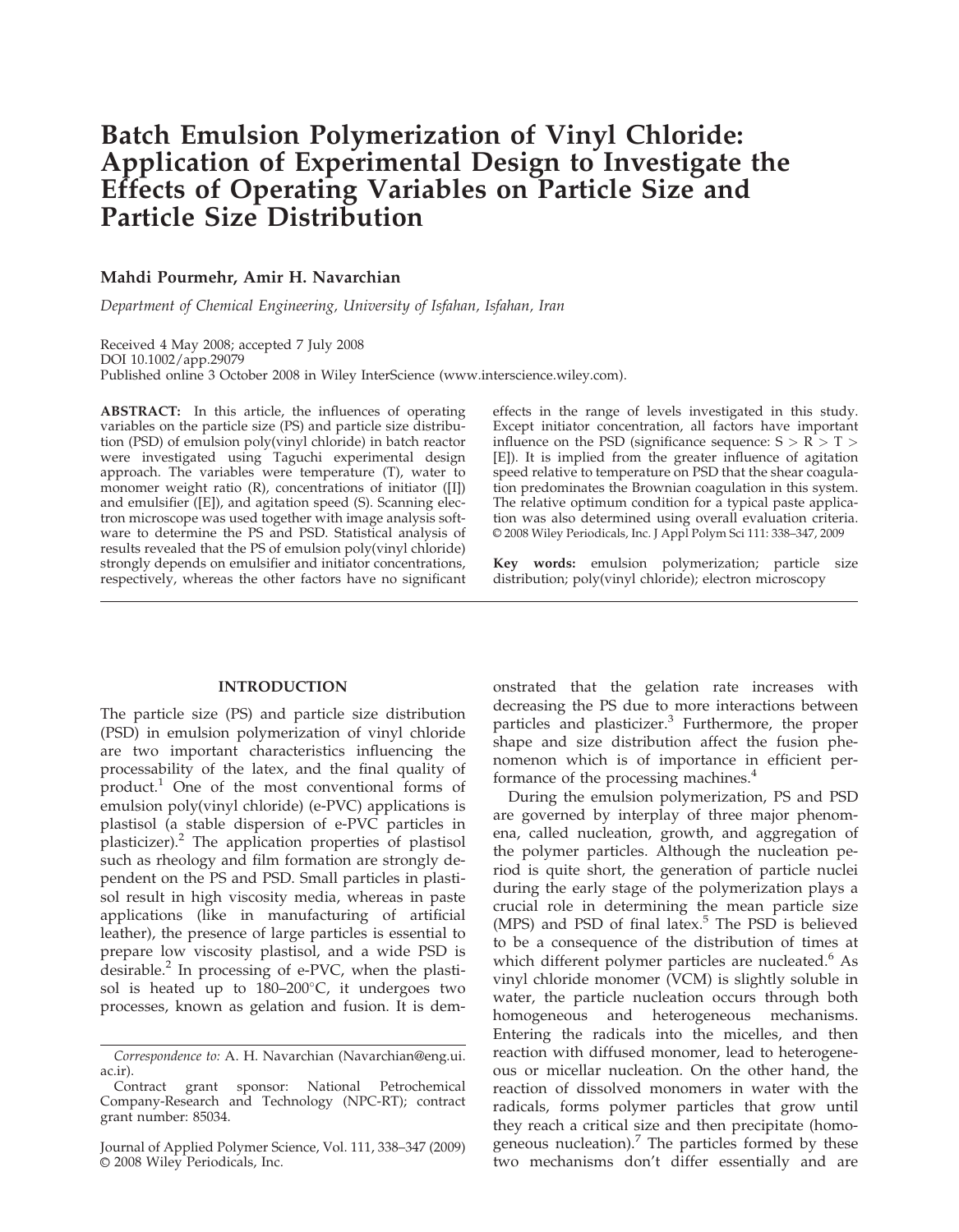# Batch Emulsion Polymerization of Vinyl Chloride: Application of Experimental Design to Investigate the Effects of Operating Variables on Particle Size and Particle Size Distribution

**Mahdi Pourmehr, Amir H. Navarchian**

*Department of Chemical Engineering, University of Isfahan, Isfahan, Iran*

Received 4 May 2008; accepted 7 July 2008
DOI 10.1002/app.29079
Published online 3 October 2008 in Wiley InterScience (www.interscience.wiley.com).

**ABSTRACT:** In this article, the influences of operating variables on the particle size (PS) and particle size distribution (PSD) of emulsion poly(vinyl chloride) in batch reactor were investigated using Taguchi experimental design approach. The variables were temperature (T), water to monomer weight ratio (R), concentrations of initiator ([I]) and emulsifier ([E]), and agitation speed (S). Scanning electron microscope was used together with image analysis software to determine the PS and PSD. Statistical analysis of results revealed that the PS of emulsion poly(vinyl chloride) strongly depends on emulsifier and initiator concentrations, respectively, whereas the other factors have no significant effects in the range of levels investigated in this study. Except initiator concentration, all factors have important influence on the PSD (significance sequence: S > R > T > [E]). It is implied from the greater influence of agitation speed relative to temperature on PSD that the shear coagulation predominates the Brownian coagulation in this system. The relative optimum condition for a typical paste application was also determined using overall evaluation criteria. © 2008 Wiley Periodicals, Inc. J Appl Polym Sci 111: 338–347, 2009

**Key words:** emulsion polymerization; particle size distribution; poly(vinyl chloride); electron microscopy

## INTRODUCTION

The particle size (PS) and particle size distribution (PSD) in emulsion polymerization of vinyl chloride are two important characteristics influencing the processability of the latex, and the final quality of product.[1] One of the most conventional forms of emulsion poly(vinyl chloride) (e-PVC) applications is plastisol (a stable dispersion of e-PVC particles in plasticizer).[2] The application properties of plastisol such as rheology and film formation are strongly dependent on the PS and PSD. Small particles in plastisol result in high viscosity media, whereas in paste applications (like in manufacturing of artificial leather), the presence of large particles is essential to prepare low viscosity plastisol, and a wide PSD is desirable.[2] In processing of e-PVC, when the plastisol is heated up to 180–200°C, it undergoes two processes, known as gelation and fusion. It is demonstrated that the gelation rate increases with decreasing the PS due to more interactions between particles and plasticizer.[3] Furthermore, the proper shape and size distribution affect the fusion phenomenon which is of importance in efficient performance of the processing machines.[4]

During the emulsion polymerization, PS and PSD are governed by interplay of three major phenomena, called nucleation, growth, and aggregation of the polymer particles. Although the nucleation period is quite short, the generation of particle nuclei during the early stage of the polymerization plays a crucial role in determining the mean particle size (MPS) and PSD of final latex.[5] The PSD is believed to be a consequence of the distribution of times at which different polymer particles are nucleated.[6] As vinyl chloride monomer (VCM) is slightly soluble in water, the particle nucleation occurs through both homogeneous and heterogeneous mechanisms. Entering the radicals into the micelles, and then reaction with diffused monomer, lead to heterogeneous or micellar nucleation. On the other hand, the reaction of dissolved monomers in water with the radicals, forms polymer particles that grow until they reach a critical size and then precipitate (homogeneous nucleation).[7] The particles formed by these two mechanisms don't differ essentially and are

*Correspondence to:* A. H. Navarchian (Navarchian@eng.ui.ac.ir).

Contract grant sponsor: National Petrochemical Company-Research and Technology (NPC-RT); contract grant number: 85034.

Journal of Applied Polymer Science, Vol. 111, 338–347 (2009)
© 2008 Wiley Periodicals, Inc.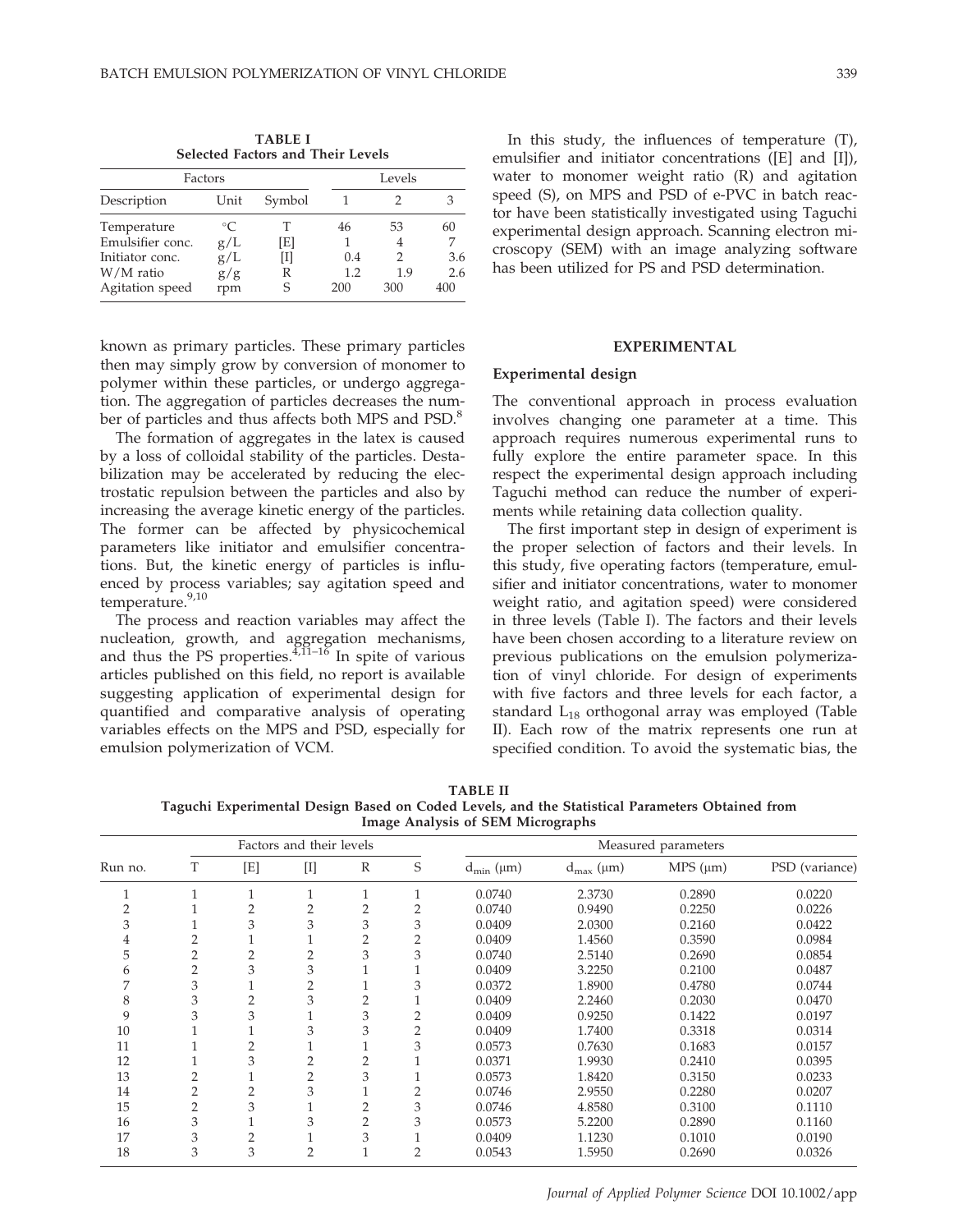**TABLE I**
**Selected Factors and Their Levels**

| Factors | | | Levels | | |
|---|---|---|---|---|---|
| Description | Unit | Symbol | 1 | 2 | 3 |
| Temperature | °C | T | 46 | 53 | 60 |
| Emulsifier conc. | g/L | [E] | 1 | 4 | 7 |
| Initiator conc. | g/L | [I] | 0.4 | 2 | 3.6 |
| W/M ratio | g/g | R | 1.2 | 1.9 | 2.6 |
| Agitation speed | rpm | S | 200 | 300 | 400 |

known as primary particles. These primary particles then may simply grow by conversion of monomer to polymer within these particles, or undergo aggregation. The aggregation of particles decreases the number of particles and thus affects both MPS and PSD.[8]

The formation of aggregates in the latex is caused by a loss of colloidal stability of the particles. Destabilization may be accelerated by reducing the electrostatic repulsion between the particles and also by increasing the average kinetic energy of the particles. The former can be affected by physicochemical parameters like initiator and emulsifier concentrations. But, the kinetic energy of particles is influenced by process variables; say agitation speed and temperature.[9,10]

The process and reaction variables may affect the nucleation, growth, and aggregation mechanisms, and thus the PS properties.[4,11–16] In spite of various articles published on this field, no report is available suggesting application of experimental design for quantified and comparative analysis of operating variables effects on the MPS and PSD, especially for emulsion polymerization of VCM.

In this study, the influences of temperature (T), emulsifier and initiator concentrations ([E] and [I]), water to monomer weight ratio (R) and agitation speed (S), on MPS and PSD of e-PVC in batch reactor have been statistically investigated using Taguchi experimental design approach. Scanning electron microscopy (SEM) with an image analyzing software has been utilized for PS and PSD determination.

## EXPERIMENTAL

### Experimental design

The conventional approach in process evaluation involves changing one parameter at a time. This approach requires numerous experimental runs to fully explore the entire parameter space. In this respect the experimental design approach including Taguchi method can reduce the number of experiments while retaining data collection quality.

The first important step in design of experiment is the proper selection of factors and their levels. In this study, five operating factors (temperature, emulsifier and initiator concentrations, water to monomer weight ratio, and agitation speed) were considered in three levels (Table I). The factors and their levels have been chosen according to a literature review on previous publications on the emulsion polymerization of vinyl chloride. For design of experiments with five factors and three levels for each factor, a standard $L_{18}$ orthogonal array was employed (Table II). Each row of the matrix represents one run at specified condition. To avoid the systematic bias, the

**TABLE II**
**Taguchi Experimental Design Based on Coded Levels, and the Statistical Parameters Obtained from Image Analysis of SEM Micrographs**

| | Factors and their levels | | | | | Measured parameters | | | |
|---|---|---|---|---|---|---|---|---|---|
| Run no. | T | [E] | [I] | R | S | $d_{min}$ (μm) | $d_{max}$ (μm) | MPS (μm) | PSD (variance) |
| 1 | 1 | 1 | 1 | 1 | 1 | 0.0740 | 2.3730 | 0.2890 | 0.0220 |
| 2 | 1 | 2 | 2 | 2 | 2 | 0.0740 | 0.9490 | 0.2250 | 0.0226 |
| 3 | 1 | 3 | 3 | 3 | 3 | 0.0409 | 2.0300 | 0.2160 | 0.0422 |
| 4 | 2 | 1 | 1 | 2 | 2 | 0.0409 | 1.4560 | 0.3590 | 0.0984 |
| 5 | 2 | 2 | 2 | 3 | 3 | 0.0740 | 2.5140 | 0.2690 | 0.0854 |
| 6 | 2 | 3 | 3 | 1 | 1 | 0.0409 | 3.2250 | 0.2100 | 0.0487 |
| 7 | 3 | 1 | 2 | 1 | 3 | 0.0372 | 1.8900 | 0.4780 | 0.0744 |
| 8 | 3 | 2 | 3 | 2 | 1 | 0.0409 | 2.2460 | 0.2030 | 0.0470 |
| 9 | 3 | 3 | 1 | 3 | 2 | 0.0409 | 0.9250 | 0.1422 | 0.0197 |
| 10 | 1 | 1 | 3 | 3 | 2 | 0.0409 | 1.7400 | 0.3318 | 0.0314 |
| 11 | 1 | 2 | 1 | 1 | 3 | 0.0573 | 0.7630 | 0.1683 | 0.0157 |
| 12 | 1 | 3 | 2 | 2 | 1 | 0.0371 | 1.9930 | 0.2410 | 0.0395 |
| 13 | 2 | 1 | 2 | 3 | 1 | 0.0573 | 1.8420 | 0.3150 | 0.0233 |
| 14 | 2 | 2 | 3 | 1 | 2 | 0.0746 | 2.9550 | 0.2280 | 0.0207 |
| 15 | 2 | 3 | 1 | 2 | 3 | 0.0746 | 4.8580 | 0.3100 | 0.1110 |
| 16 | 3 | 1 | 3 | 2 | 3 | 0.0573 | 5.2200 | 0.2890 | 0.1160 |
| 17 | 3 | 2 | 1 | 3 | 1 | 0.0409 | 1.1230 | 0.1010 | 0.0190 |
| 18 | 3 | 3 | 2 | 1 | 2 | 0.0543 | 1.5950 | 0.2690 | 0.0326 |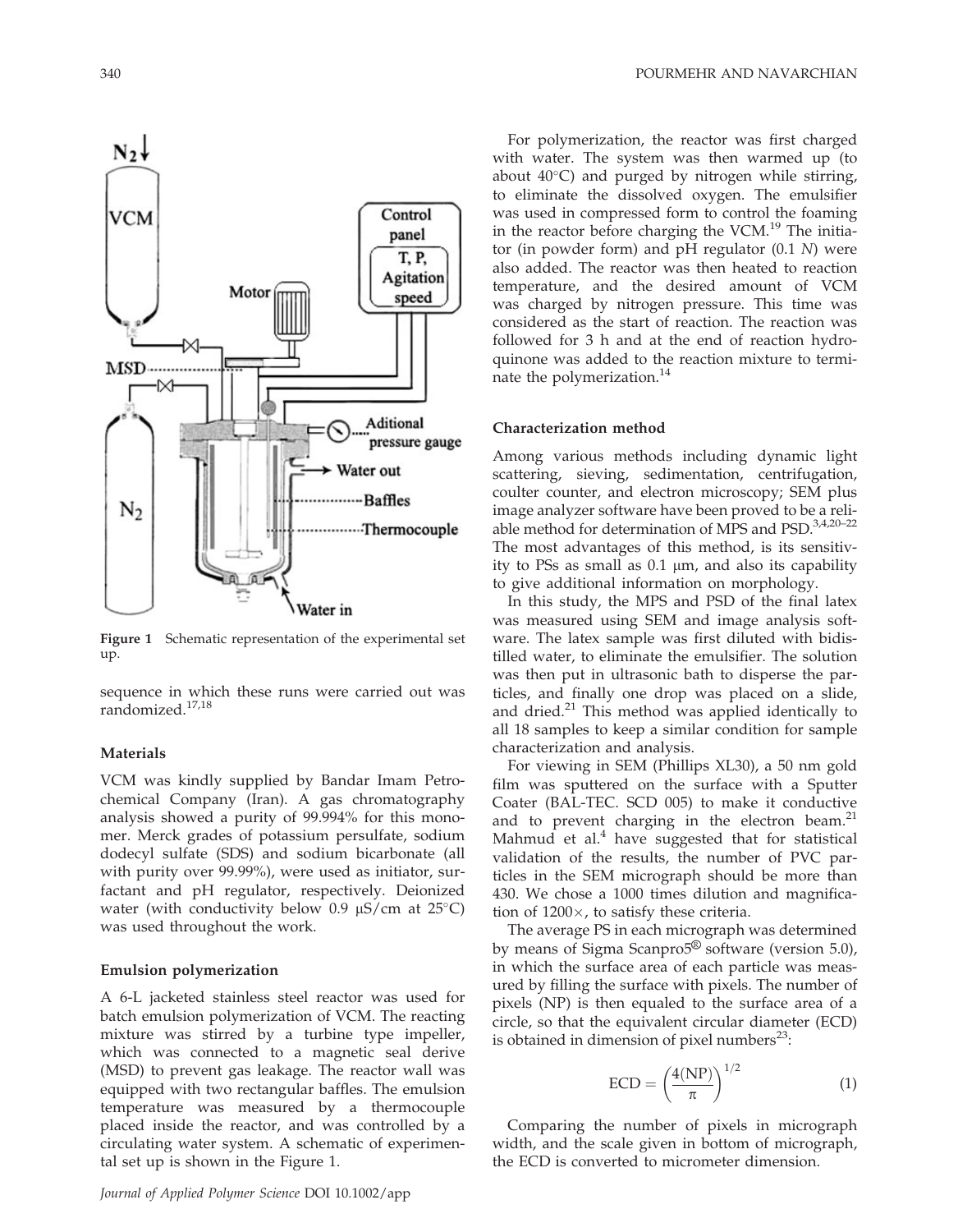Figure 1 Schematic representation of the experimental set up.

sequence in which these runs were carried out was randomized.[17,18]

### Materials

VCM was kindly supplied by Bandar Imam Petrochemical Company (Iran). A gas chromatography analysis showed a purity of 99.994% for this monomer. Merck grades of potassium persulfate, sodium dodecyl sulfate (SDS) and sodium bicarbonate (all with purity over 99.99%), were used as initiator, surfactant and pH regulator, respectively. Deionized water (with conductivity below 0.9 μS/cm at 25°C) was used throughout the work.

### Emulsion polymerization

A 6-L jacketed stainless steel reactor was used for batch emulsion polymerization of VCM. The reacting mixture was stirred by a turbine type impeller, which was connected to a magnetic seal derive (MSD) to prevent gas leakage. The reactor wall was equipped with two rectangular baffles. The emulsion temperature was measured by a thermocouple placed inside the reactor, and was controlled by a circulating water system. A schematic of experimental set up is shown in the Figure 1.

For polymerization, the reactor was first charged with water. The system was then warmed up (to about 40°C) and purged by nitrogen while stirring, to eliminate the dissolved oxygen. The emulsifier was used in compressed form to control the foaming in the reactor before charging the VCM.[19] The initiator (in powder form) and pH regulator (0.1 *N*) were also added. The reactor was then heated to reaction temperature, and the desired amount of VCM was charged by nitrogen pressure. This time was considered as the start of reaction. The reaction was followed for 3 h and at the end of reaction hydroquinone was added to the reaction mixture to terminate the polymerization.[14]

### Characterization method

Among various methods including dynamic light scattering, sieving, sedimentation, centrifugation, coulter counter, and electron microscopy; SEM plus image analyzer software have been proved to be a reliable method for determination of MPS and PSD.[3,4,20–22] The most advantages of this method, is its sensitivity to PSs as small as 0.1 μm, and also its capability to give additional information on morphology.

In this study, the MPS and PSD of the final latex was measured using SEM and image analysis software. The latex sample was first diluted with bidistilled water, to eliminate the emulsifier. The solution was then put in ultrasonic bath to disperse the particles, and finally one drop was placed on a slide, and dried.[21] This method was applied identically to all 18 samples to keep a similar condition for sample characterization and analysis.

For viewing in SEM (Phillips XL30), a 50 nm gold film was sputtered on the surface with a Sputter Coater (BAL-TEC. SCD 005) to make it conductive and to prevent charging in the electron beam.[21] Mahmud et al.[4] have suggested that for statistical validation of the results, the number of PVC particles in the SEM micrograph should be more than 430. We chose a 1000 times dilution and magnification of 1200×, to satisfy these criteria.

The average PS in each micrograph was determined by means of Sigma Scanpro5® software (version 5.0), in which the surface area of each particle was measured by filling the surface with pixels. The number of pixels (NP) is then equaled to the surface area of a circle, so that the equivalent circular diameter (ECD) is obtained in dimension of pixel numbers[23]:

$$\mathrm{ECD} = \left(\frac{4(\mathrm{NP})}{\pi}\right)^{1/2} \tag{1}$$

Comparing the number of pixels in micrograph width, and the scale given in bottom of micrograph, the ECD is converted to micrometer dimension.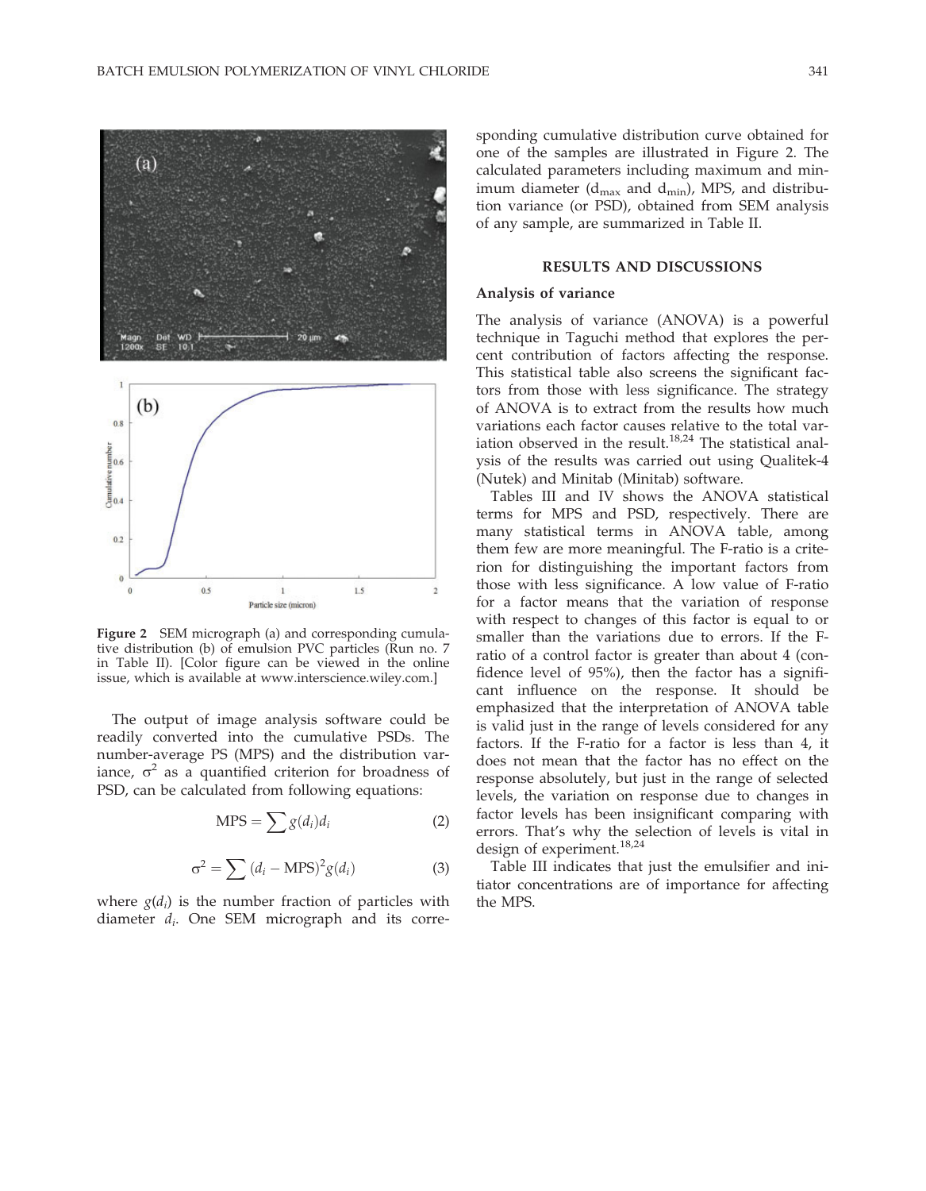Figure 2 SEM micrograph (a) and corresponding cumulative distribution (b) of emulsion PVC particles (Run no. 7 in Table II). [Color figure can be viewed in the online issue, which is available at www.interscience.wiley.com.]

The output of image analysis software could be readily converted into the cumulative PSDs. The number-average PS (MPS) and the distribution variance, $\sigma^2$ as a quantified criterion for broadness of PSD, can be calculated from following equations:

$$\text{MPS} = \sum g(d_i)d_i \tag{2}$$

$$\sigma^2 = \sum (d_i - \text{MPS})^2 g(d_i) \tag{3}$$

where $g(d_i)$ is the number fraction of particles with diameter $d_i$. One SEM micrograph and its corresponding cumulative distribution curve obtained for one of the samples are illustrated in Figure 2. The calculated parameters including maximum and minimum diameter ($d_{max}$ and $d_{min}$), MPS, and distribution variance (or PSD), obtained from SEM analysis of any sample, are summarized in Table II.

## RESULTS AND DISCUSSIONS

### Analysis of variance

The analysis of variance (ANOVA) is a powerful technique in Taguchi method that explores the percent contribution of factors affecting the response. This statistical table also screens the significant factors from those with less significance. The strategy of ANOVA is to extract from the results how much variations each factor causes relative to the total variation observed in the result.[18,24] The statistical analysis of the results was carried out using Qualitek-4 (Nutek) and Minitab (Minitab) software.

Tables III and IV shows the ANOVA statistical terms for MPS and PSD, respectively. There are many statistical terms in ANOVA table, among them few are more meaningful. The F-ratio is a criterion for distinguishing the important factors from those with less significance. A low value of F-ratio for a factor means that the variation of response with respect to changes of this factor is equal to or smaller than the variations due to errors. If the F-ratio of a control factor is greater than about 4 (confidence level of 95%), then the factor has a significant influence on the response. It should be emphasized that the interpretation of ANOVA table is valid just in the range of levels considered for any factors. If the F-ratio for a factor is less than 4, it does not mean that the factor has no effect on the response absolutely, but just in the range of selected levels, the variation on response due to changes in factor levels has been insignificant comparing with errors. That's why the selection of levels is vital in design of experiment.[18,24]

Table III indicates that just the emulsifier and initiator concentrations are of importance for affecting the MPS.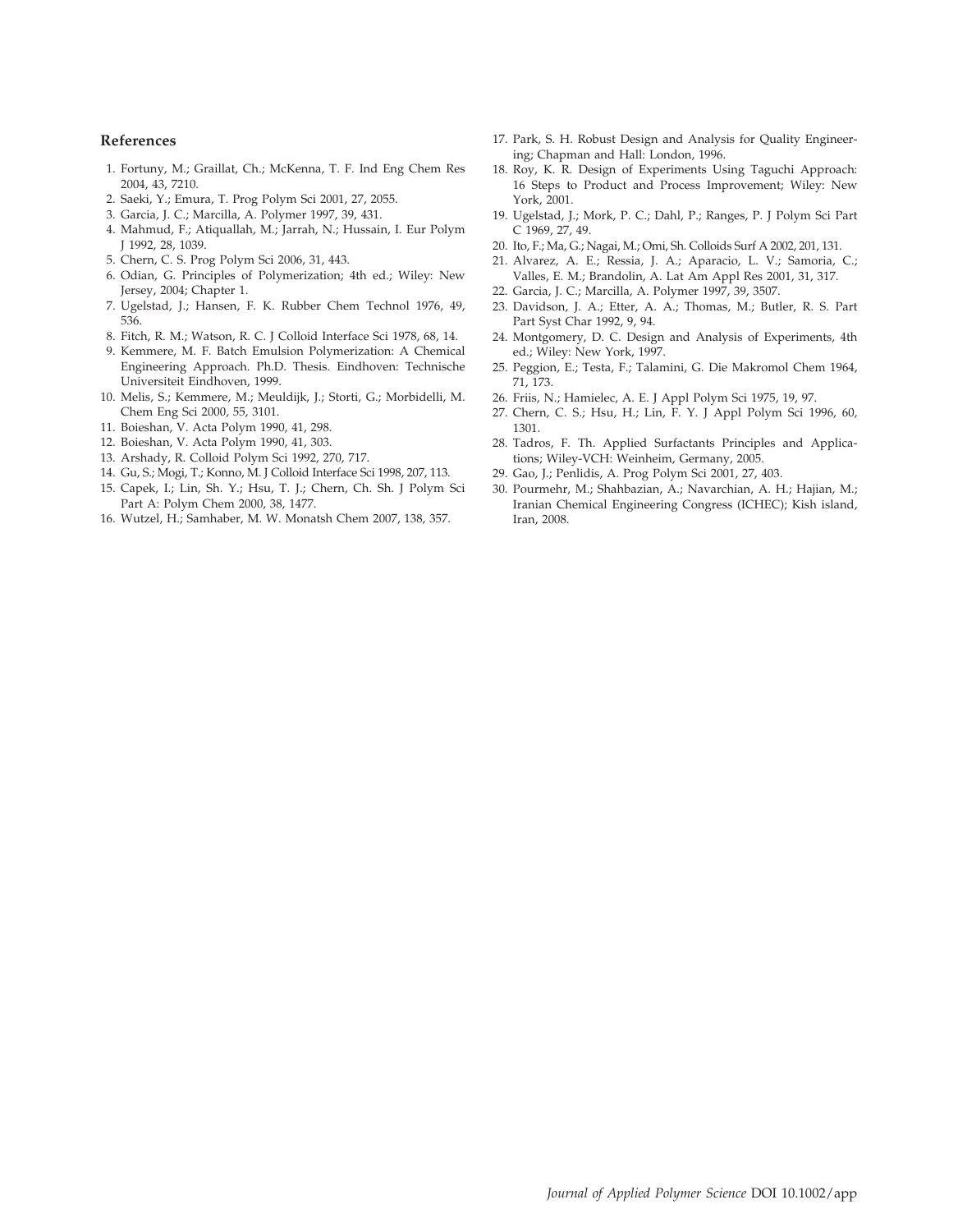## References

1. Fortuny, M.; Graillat, Ch.; McKenna, T. F. Ind Eng Chem Res 2004, 43, 7210.
2. Saeki, Y.; Emura, T. Prog Polym Sci 2001, 27, 2055.
3. Garcia, J. C.; Marcilla, A. Polymer 1997, 39, 431.
4. Mahmud, F.; Atiquallah, M.; Jarrah, N.; Hussain, I. Eur Polym J 1992, 28, 1039.
5. Chern, C. S. Prog Polym Sci 2006, 31, 443.
6. Odian, G. Principles of Polymerization; 4th ed.; Wiley: New Jersey, 2004; Chapter 1.
7. Ugelstad, J.; Hansen, F. K. Rubber Chem Technol 1976, 49, 536.
8. Fitch, R. M.; Watson, R. C. J Colloid Interface Sci 1978, 68, 14.
9. Kemmere, M. F. Batch Emulsion Polymerization: A Chemical Engineering Approach. Ph.D. Thesis. Eindhoven: Technische Universiteit Eindhoven, 1999.
10. Melis, S.; Kemmere, M.; Meuldijk, J.; Storti, G.; Morbidelli, M. Chem Eng Sci 2000, 55, 3101.
11. Boieshan, V. Acta Polym 1990, 41, 298.
12. Boieshan, V. Acta Polym 1990, 41, 303.
13. Arshady, R. Colloid Polym Sci 1992, 270, 717.
14. Gu, S.; Mogi, T.; Konno, M. J Colloid Interface Sci 1998, 207, 113.
15. Capek, I.; Lin, Sh. Y.; Hsu, T. J.; Chern, Ch. Sh. J Polym Sci Part A: Polym Chem 2000, 38, 1477.
16. Wutzel, H.; Samhaber, M. W. Monatsh Chem 2007, 138, 357.
17. Park, S. H. Robust Design and Analysis for Quality Engineering; Chapman and Hall: London, 1996.
18. Roy, K. R. Design of Experiments Using Taguchi Approach: 16 Steps to Product and Process Improvement; Wiley: New York, 2001.
19. Ugelstad, J.; Mork, P. C.; Dahl, P.; Ranges, P. J Polym Sci Part C 1969, 27, 49.
20. Ito, F.; Ma, G.; Nagai, M.; Omi, Sh. Colloids Surf A 2002, 201, 131.
21. Alvarez, A. E.; Ressia, J. A.; Aparacio, L. V.; Samoria, C.; Valles, E. M.; Brandolin, A. Lat Am Appl Res 2001, 31, 317.
22. Garcia, J. C.; Marcilla, A. Polymer 1997, 39, 3507.
23. Davidson, J. A.; Etter, A. A.; Thomas, M.; Butler, R. S. Part Part Syst Char 1992, 9, 94.
24. Montgomery, D. C. Design and Analysis of Experiments, 4th ed.; Wiley: New York, 1997.
25. Peggion, E.; Testa, F.; Talamini, G. Die Makromol Chem 1964, 71, 173.
26. Friis, N.; Hamielec, A. E. J Appl Polym Sci 1975, 19, 97.
27. Chern, C. S.; Hsu, H.; Lin, F. Y. J Appl Polym Sci 1996, 60, 1301.
28. Tadros, F. Th. Applied Surfactants Principles and Applications; Wiley-VCH: Weinheim, Germany, 2005.
29. Gao, J.; Penlidis, A. Prog Polym Sci 2001, 27, 403.
30. Pourmehr, M.; Shahbazian, A.; Navarchian, A. H.; Hajian, M.; Iranian Chemical Engineering Congress (ICHEC); Kish island, Iran, 2008.